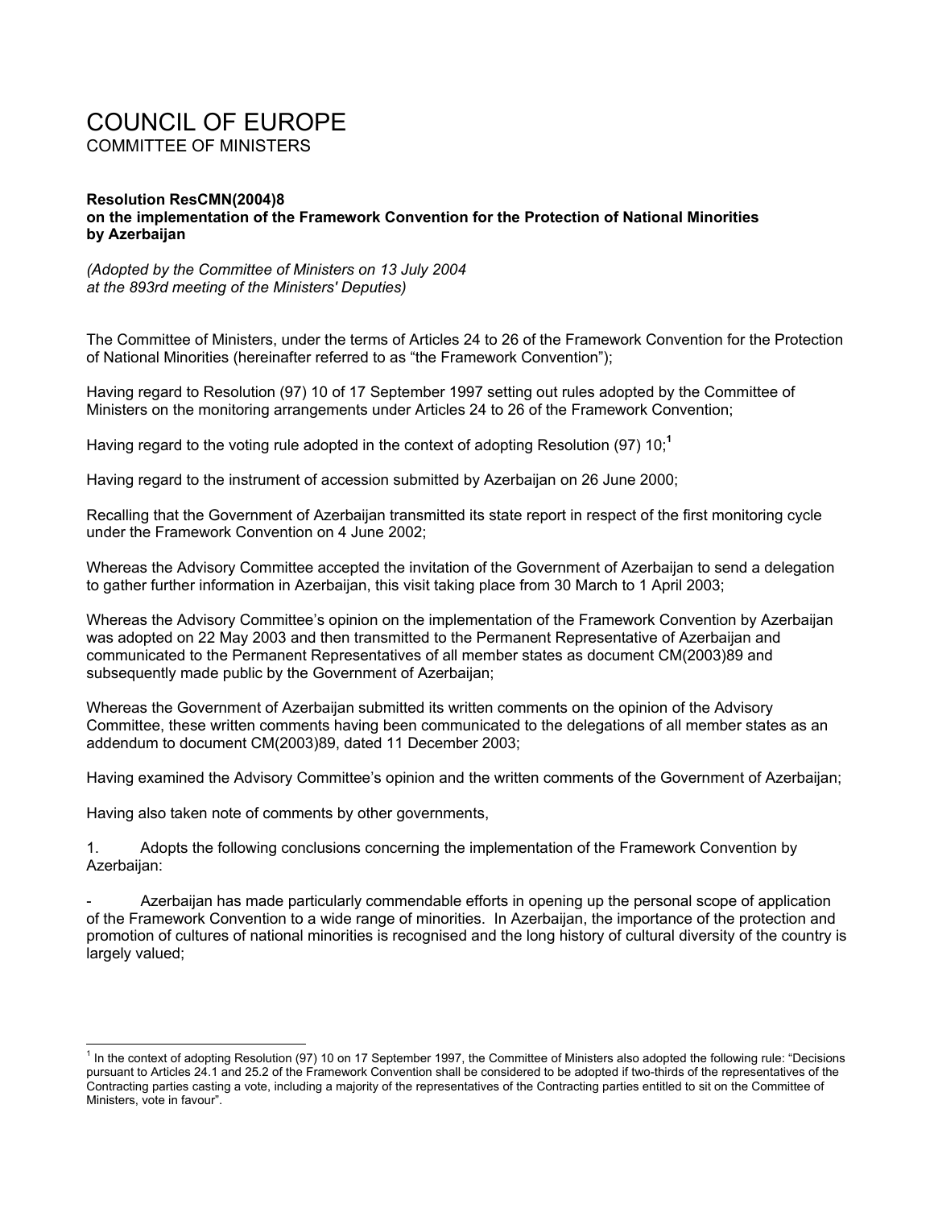# COUNCIL OF EUROPE

COMMITTEE OF MINISTERS

**Resolution ResCMN(2004)8**
**on the implementation of the Framework Convention for the Protection of National Minorities by Azerbaijan**

*(Adopted by the Committee of Ministers on 13 July 2004 at the 893rd meeting of the Ministers' Deputies)*

The Committee of Ministers, under the terms of Articles 24 to 26 of the Framework Convention for the Protection of National Minorities (hereinafter referred to as "the Framework Convention");

Having regard to Resolution (97) 10 of 17 September 1997 setting out rules adopted by the Committee of Ministers on the monitoring arrangements under Articles 24 to 26 of the Framework Convention;

Having regard to the voting rule adopted in the context of adopting Resolution (97) 10;[1]

Having regard to the instrument of accession submitted by Azerbaijan on 26 June 2000;

Recalling that the Government of Azerbaijan transmitted its state report in respect of the first monitoring cycle under the Framework Convention on 4 June 2002;

Whereas the Advisory Committee accepted the invitation of the Government of Azerbaijan to send a delegation to gather further information in Azerbaijan, this visit taking place from 30 March to 1 April 2003;

Whereas the Advisory Committee's opinion on the implementation of the Framework Convention by Azerbaijan was adopted on 22 May 2003 and then transmitted to the Permanent Representative of Azerbaijan and communicated to the Permanent Representatives of all member states as document CM(2003)89 and subsequently made public by the Government of Azerbaijan;

Whereas the Government of Azerbaijan submitted its written comments on the opinion of the Advisory Committee, these written comments having been communicated to the delegations of all member states as an addendum to document CM(2003)89, dated 11 December 2003;

Having examined the Advisory Committee's opinion and the written comments of the Government of Azerbaijan;

Having also taken note of comments by other governments,

1. Adopts the following conclusions concerning the implementation of the Framework Convention by Azerbaijan:

- Azerbaijan has made particularly commendable efforts in opening up the personal scope of application of the Framework Convention to a wide range of minorities. In Azerbaijan, the importance of the protection and promotion of cultures of national minorities is recognised and the long history of cultural diversity of the country is largely valued;

[1] In the context of adopting Resolution (97) 10 on 17 September 1997, the Committee of Ministers also adopted the following rule: "Decisions pursuant to Articles 24.1 and 25.2 of the Framework Convention shall be considered to be adopted if two-thirds of the representatives of the Contracting parties casting a vote, including a majority of the representatives of the Contracting parties entitled to sit on the Committee of Ministers, vote in favour".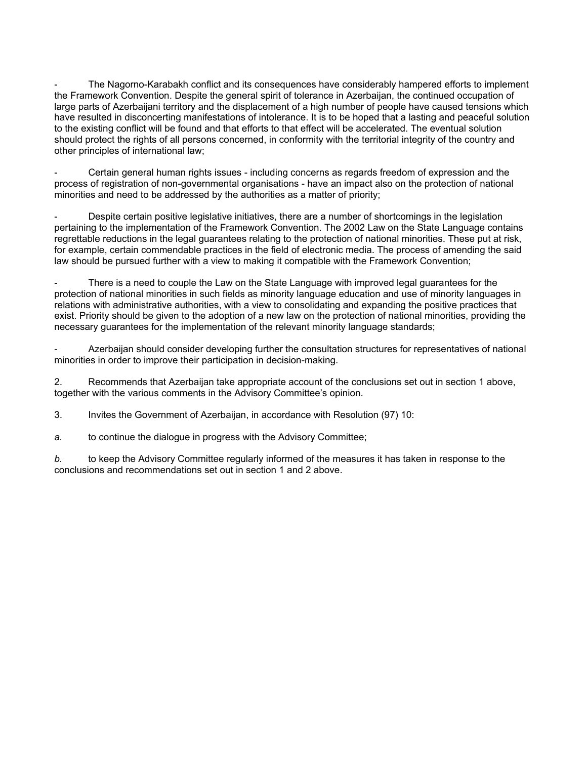- The Nagorno-Karabakh conflict and its consequences have considerably hampered efforts to implement the Framework Convention. Despite the general spirit of tolerance in Azerbaijan, the continued occupation of large parts of Azerbaijani territory and the displacement of a high number of people have caused tensions which have resulted in disconcerting manifestations of intolerance. It is to be hoped that a lasting and peaceful solution to the existing conflict will be found and that efforts to that effect will be accelerated. The eventual solution should protect the rights of all persons concerned, in conformity with the territorial integrity of the country and other principles of international law;

- Certain general human rights issues - including concerns as regards freedom of expression and the process of registration of non-governmental organisations - have an impact also on the protection of national minorities and need to be addressed by the authorities as a matter of priority;

- Despite certain positive legislative initiatives, there are a number of shortcomings in the legislation pertaining to the implementation of the Framework Convention. The 2002 Law on the State Language contains regrettable reductions in the legal guarantees relating to the protection of national minorities. These put at risk, for example, certain commendable practices in the field of electronic media. The process of amending the said law should be pursued further with a view to making it compatible with the Framework Convention;

- There is a need to couple the Law on the State Language with improved legal guarantees for the protection of national minorities in such fields as minority language education and use of minority languages in relations with administrative authorities, with a view to consolidating and expanding the positive practices that exist. Priority should be given to the adoption of a new law on the protection of national minorities, providing the necessary guarantees for the implementation of the relevant minority language standards;

- Azerbaijan should consider developing further the consultation structures for representatives of national minorities in order to improve their participation in decision-making.

2. Recommends that Azerbaijan take appropriate account of the conclusions set out in section 1 above, together with the various comments in the Advisory Committee's opinion.

3. Invites the Government of Azerbaijan, in accordance with Resolution (97) 10:

*a.* to continue the dialogue in progress with the Advisory Committee;

*b.* to keep the Advisory Committee regularly informed of the measures it has taken in response to the conclusions and recommendations set out in section 1 and 2 above.